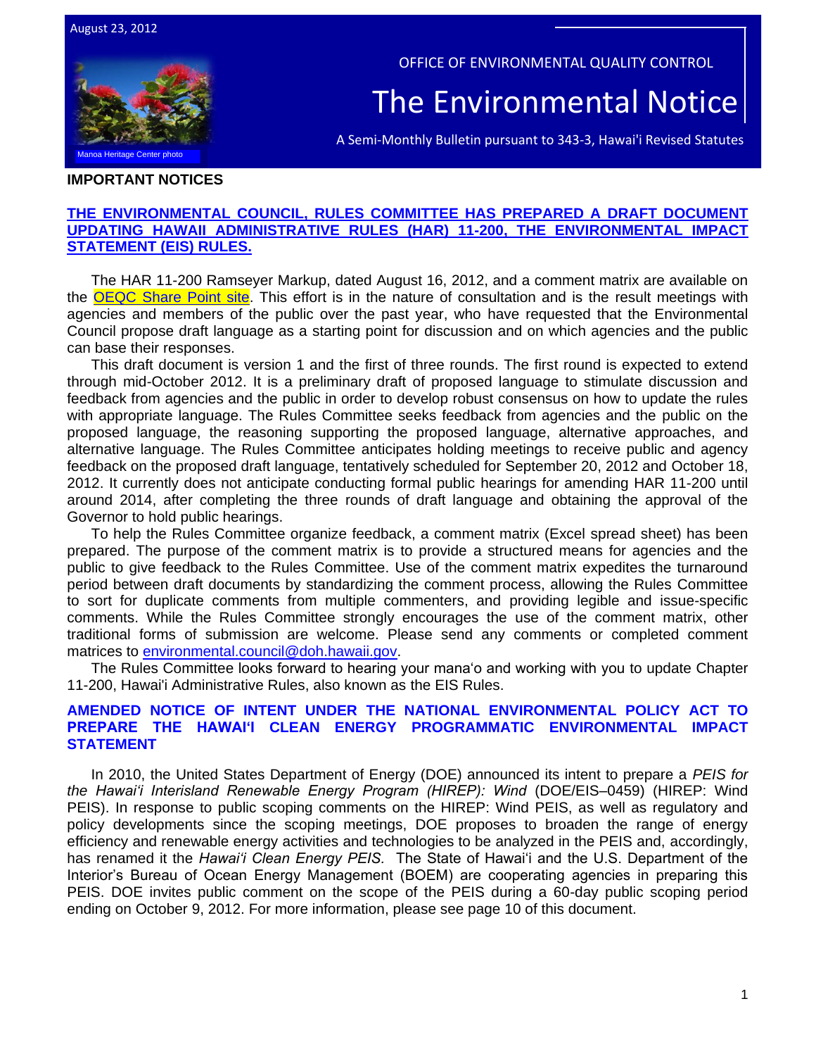August 23, 2012

OFFICE OF ENVIRONMENTAL QUALITY CONTROL

# The Environmental Notice

A Semi-Monthly Bulletin pursuant to 343-3, Hawai'i Revised Statutes

Manoa Heritage Center photo

## IMPORTANT NOTICES

### THE ENVIRONMENTAL COUNCIL, RULES COMMITTEE HAS PREPARED A DRAFT DOCUMENT UPDATING HAWAII ADMINISTRATIVE RULES (HAR) 11-200, THE ENVIRONMENTAL IMPACT STATEMENT (EIS) RULES.

The HAR 11-200 Ramseyer Markup, dated August 16, 2012, and a comment matrix are available on the OEQC Share Point site. This effort is in the nature of consultation and is the result meetings with agencies and members of the public over the past year, who have requested that the Environmental Council propose draft language as a starting point for discussion and on which agencies and the public can base their responses.

This draft document is version 1 and the first of three rounds. The first round is expected to extend through mid-October 2012. It is a preliminary draft of proposed language to stimulate discussion and feedback from agencies and the public in order to develop robust consensus on how to update the rules with appropriate language. The Rules Committee seeks feedback from agencies and the public on the proposed language, the reasoning supporting the proposed language, alternative approaches, and alternative language. The Rules Committee anticipates holding meetings to receive public and agency feedback on the proposed draft language, tentatively scheduled for September 20, 2012 and October 18, 2012. It currently does not anticipate conducting formal public hearings for amending HAR 11-200 until around 2014, after completing the three rounds of draft language and obtaining the approval of the Governor to hold public hearings.

To help the Rules Committee organize feedback, a comment matrix (Excel spread sheet) has been prepared. The purpose of the comment matrix is to provide a structured means for agencies and the public to give feedback to the Rules Committee. Use of the comment matrix expedites the turnaround period between draft documents by standardizing the comment process, allowing the Rules Committee to sort for duplicate comments from multiple commenters, and providing legible and issue-specific comments. While the Rules Committee strongly encourages the use of the comment matrix, other traditional forms of submission are welcome. Please send any comments or completed comment matrices to environmental.council@doh.hawaii.gov.

The Rules Committee looks forward to hearing your mana'o and working with you to update Chapter 11-200, Hawai'i Administrative Rules, also known as the EIS Rules.

### AMENDED NOTICE OF INTENT UNDER THE NATIONAL ENVIRONMENTAL POLICY ACT TO PREPARE THE HAWAI'I CLEAN ENERGY PROGRAMMATIC ENVIRONMENTAL IMPACT STATEMENT

In 2010, the United States Department of Energy (DOE) announced its intent to prepare a *PEIS for the Hawai'i Interisland Renewable Energy Program (HIREP): Wind* (DOE/EIS–0459) (HIREP: Wind PEIS). In response to public scoping comments on the HIREP: Wind PEIS, as well as regulatory and policy developments since the scoping meetings, DOE proposes to broaden the range of energy efficiency and renewable energy activities and technologies to be analyzed in the PEIS and, accordingly, has renamed it the *Hawai'i Clean Energy PEIS*. The State of Hawai'i and the U.S. Department of the Interior's Bureau of Ocean Energy Management (BOEM) are cooperating agencies in preparing this PEIS. DOE invites public comment on the scope of the PEIS during a 60-day public scoping period ending on October 9, 2012. For more information, please see page 10 of this document.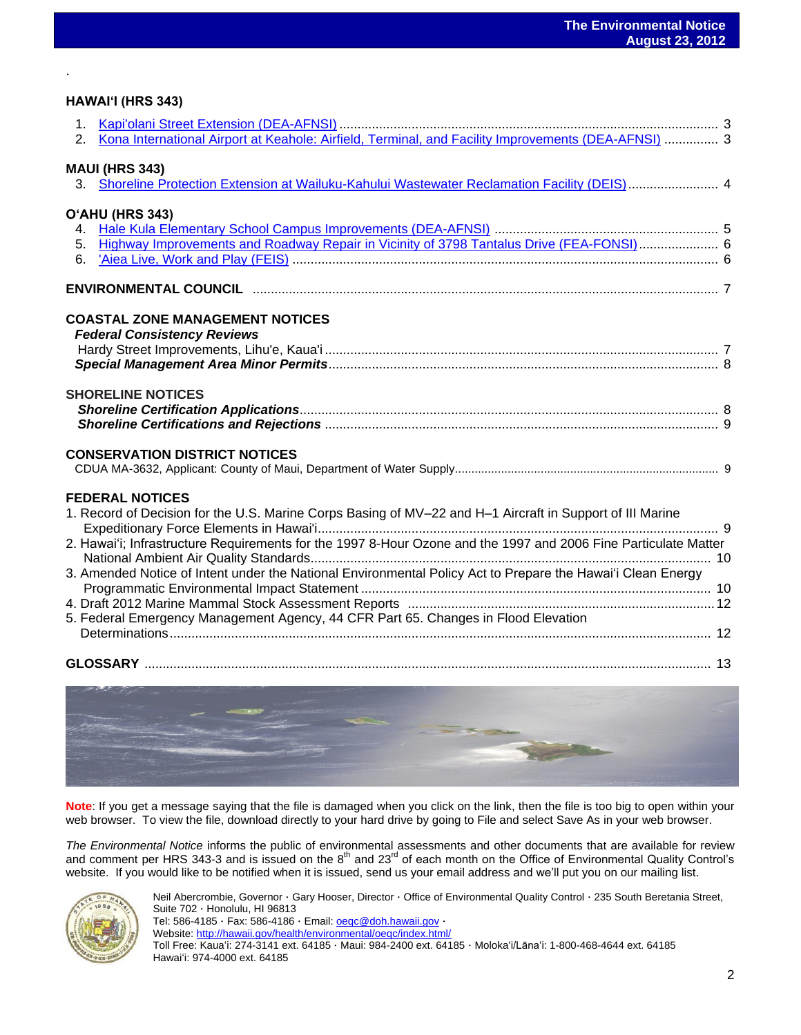## HAWAIʻI (HRS 343)

1. Kapi'olani Street Extension (DEA-AFNSI) ........ 3
2. Kona International Airport at Keahole: Airfield, Terminal, and Facility Improvements (DEA-AFNSI) ........ 3

## MAUI (HRS 343)

3. Shoreline Protection Extension at Wailuku-Kahului Wastewater Reclamation Facility (DEIS) ........ 4

## OʻAHU (HRS 343)

4. Hale Kula Elementary School Campus Improvements (DEA-AFNSI) ........ 5
5. Highway Improvements and Roadway Repair in Vicinity of 3798 Tantalus Drive (FEA-FONSI) ........ 6
6. 'Aiea Live, Work and Play (FEIS) ........ 6

## ENVIRONMENTAL COUNCIL ........ 7

## COASTAL ZONE MANAGEMENT NOTICES

***Federal Consistency Reviews***

Hardy Street Improvements, Lihu'e, Kaua'i ........ 7

***Special Management Area Minor Permits*** ........ 8

## SHORELINE NOTICES

***Shoreline Certification Applications*** ........ 8

***Shoreline Certifications and Rejections*** ........ 9

## CONSERVATION DISTRICT NOTICES

CDUA MA-3632, Applicant: County of Maui, Department of Water Supply ........ 9

## FEDERAL NOTICES

1. Record of Decision for the U.S. Marine Corps Basing of MV–22 and H–1 Aircraft in Support of III Marine Expeditionary Force Elements in Hawai'i ........ 9
2. Hawaiʻi; Infrastructure Requirements for the 1997 8-Hour Ozone and the 1997 and 2006 Fine Particulate Matter National Ambient Air Quality Standards ........ 10
3. Amended Notice of Intent under the National Environmental Policy Act to Prepare the Hawaiʻi Clean Energy Programmatic Environmental Impact Statement ........ 10
4. Draft 2012 Marine Mammal Stock Assessment Reports ........ 12
5. Federal Emergency Management Agency, 44 CFR Part 65. Changes in Flood Elevation Determinations ........ 12

## GLOSSARY ........ 13

**Note**: If you get a message saying that the file is damaged when you click on the link, then the file is too big to open within your web browser. To view the file, download directly to your hard drive by going to File and select Save As in your web browser.

*The Environmental Notice* informs the public of environmental assessments and other documents that are available for review and comment per HRS 343-3 and is issued on the 8th and 23rd of each month on the Office of Environmental Quality Control's website. If you would like to be notified when it is issued, send us your email address and we'll put you on our mailing list.

Neil Abercrombie, Governor · Gary Hooser, Director · Office of Environmental Quality Control · 235 South Beretania Street, Suite 702 · Honolulu, HI 96813
Tel: 586-4185 · Fax: 586-4186 · Email: oeqc@doh.hawaii.gov ·
Website: http://hawaii.gov/health/environmental/oeqc/index.html/
Toll Free: Kauaʻi: 274-3141 ext. 64185 · Maui: 984-2400 ext. 64185 · Molokaʻi/Lānaʻi: 1-800-468-4644 ext. 64185
Hawaiʻi: 974-4000 ext. 64185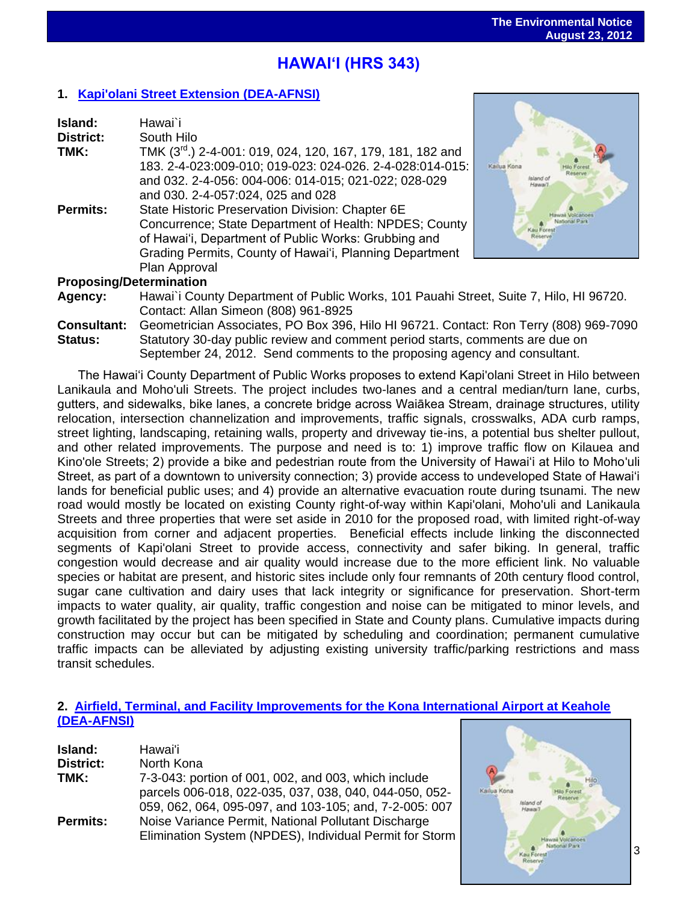## HAWAIʻI (HRS 343)

### 1. Kapi'olani Street Extension (DEA-AFNSI)

**Island:** Hawai`i
**District:** South Hilo
**TMK:** TMK (3rd.) 2-4-001: 019, 024, 120, 167, 179, 181, 182 and 183. 2-4-023:009-010; 019-023: 024-026. 2-4-028:014-015: and 032. 2-4-056: 004-006: 014-015; 021-022; 028-029 and 030. 2-4-057:024, 025 and 028
**Permits:** State Historic Preservation Division: Chapter 6E Concurrence; State Department of Health: NPDES; County of Hawaiʻi, Department of Public Works: Grubbing and Grading Permits, County of Hawaiʻi, Planning Department Plan Approval

**Proposing/Determination**
**Agency:** Hawai`i County Department of Public Works, 101 Pauahi Street, Suite 7, Hilo, HI 96720. Contact: Allan Simeon (808) 961-8925
**Consultant:** Geometrician Associates, PO Box 396, Hilo HI 96721. Contact: Ron Terry (808) 969-7090
**Status:** Statutory 30-day public review and comment period starts, comments are due on September 24, 2012. Send comments to the proposing agency and consultant.

The Hawaiʻi County Department of Public Works proposes to extend Kapi'olani Street in Hilo between Lanikaula and Moho'uli Streets. The project includes two-lanes and a central median/turn lane, curbs, gutters, and sidewalks, bike lanes, a concrete bridge across Waiākea Stream, drainage structures, utility relocation, intersection channelization and improvements, traffic signals, crosswalks, ADA curb ramps, street lighting, landscaping, retaining walls, property and driveway tie-ins, a potential bus shelter pullout, and other related improvements. The purpose and need is to: 1) improve traffic flow on Kilauea and Kino'ole Streets; 2) provide a bike and pedestrian route from the University of Hawaiʻi at Hilo to Moho'uli Street, as part of a downtown to university connection; 3) provide access to undeveloped State of Hawaiʻi lands for beneficial public uses; and 4) provide an alternative evacuation route during tsunami. The new road would mostly be located on existing County right-of-way within Kapi'olani, Moho'uli and Lanikaula Streets and three properties that were set aside in 2010 for the proposed road, with limited right-of-way acquisition from corner and adjacent properties. Beneficial effects include linking the disconnected segments of Kapi'olani Street to provide access, connectivity and safer biking. In general, traffic congestion would decrease and air quality would increase due to the more efficient link. No valuable species or habitat are present, and historic sites include only four remnants of 20th century flood control, sugar cane cultivation and dairy uses that lack integrity or significance for preservation. Short-term impacts to water quality, air quality, traffic congestion and noise can be mitigated to minor levels, and growth facilitated by the project has been specified in State and County plans. Cumulative impacts during construction may occur but can be mitigated by scheduling and coordination; permanent cumulative traffic impacts can be alleviated by adjusting existing university traffic/parking restrictions and mass transit schedules.

### 2. Airfield, Terminal, and Facility Improvements for the Kona International Airport at Keahole (DEA-AFNSI)

**Island:** Hawaiʻi
**District:** North Kona
**TMK:** 7-3-043: portion of 001, 002, and 003, which include parcels 006-018, 022-035, 037, 038, 040, 044-050, 052-059, 062, 064, 095-097, and 103-105; and, 7-2-005: 007
**Permits:** Noise Variance Permit, National Pollutant Discharge Elimination System (NPDES), Individual Permit for Storm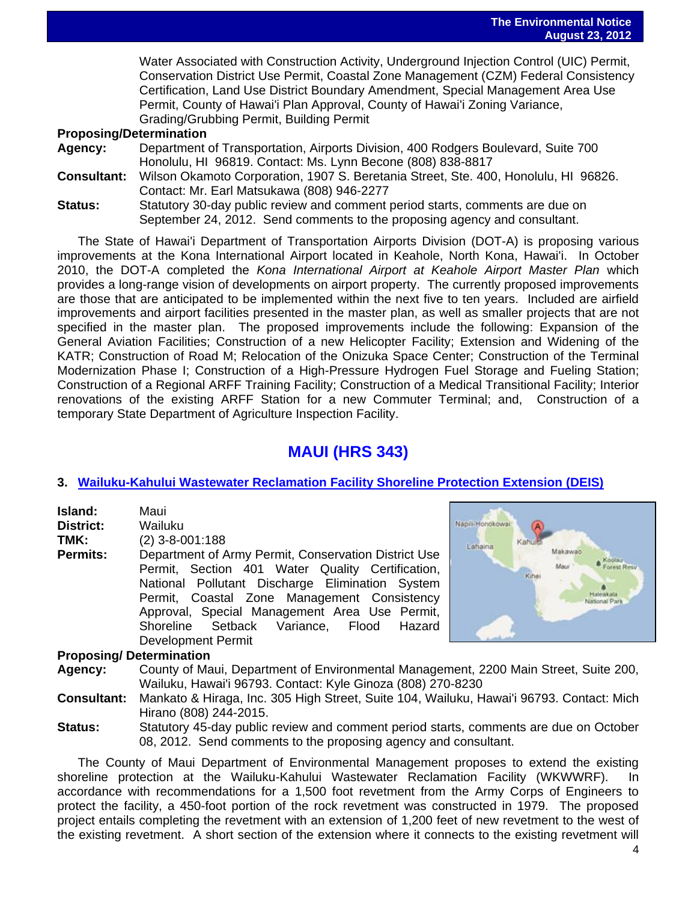Water Associated with Construction Activity, Underground Injection Control (UIC) Permit, Conservation District Use Permit, Coastal Zone Management (CZM) Federal Consistency Certification, Land Use District Boundary Amendment, Special Management Area Use Permit, County of Hawai'i Plan Approval, County of Hawai'i Zoning Variance, Grading/Grubbing Permit, Building Permit

**Proposing/Determination**

**Agency:** Department of Transportation, Airports Division, 400 Rodgers Boulevard, Suite 700 Honolulu, HI 96819. Contact: Ms. Lynn Becone (808) 838-8817

**Consultant:** Wilson Okamoto Corporation, 1907 S. Beretania Street, Ste. 400, Honolulu, HI 96826. Contact: Mr. Earl Matsukawa (808) 946-2277

**Status:** Statutory 30-day public review and comment period starts, comments are due on September 24, 2012. Send comments to the proposing agency and consultant.

The State of Hawai'i Department of Transportation Airports Division (DOT-A) is proposing various improvements at the Kona International Airport located in Keahole, North Kona, Hawai'i. In October 2010, the DOT-A completed the *Kona International Airport at Keahole Airport Master Plan* which provides a long-range vision of developments on airport property. The currently proposed improvements are those that are anticipated to be implemented within the next five to ten years. Included are airfield improvements and airport facilities presented in the master plan, as well as smaller projects that are not specified in the master plan. The proposed improvements include the following: Expansion of the General Aviation Facilities; Construction of a new Helicopter Facility; Extension and Widening of the KATR; Construction of Road M; Relocation of the Onizuka Space Center; Construction of the Terminal Modernization Phase I; Construction of a High-Pressure Hydrogen Fuel Storage and Fueling Station; Construction of a Regional ARFF Training Facility; Construction of a Medical Transitional Facility; Interior renovations of the existing ARFF Station for a new Commuter Terminal; and, Construction of a temporary State Department of Agriculture Inspection Facility.

## MAUI (HRS 343)

### 3. Wailuku-Kahului Wastewater Reclamation Facility Shoreline Protection Extension (DEIS)

**Island:** Maui

**District:** Wailuku

**TMK:** (2) 3-8-001:188

**Permits:** Department of Army Permit, Conservation District Use Permit, Section 401 Water Quality Certification, National Pollutant Discharge Elimination System Permit, Coastal Zone Management Consistency Approval, Special Management Area Use Permit, Shoreline Setback Variance, Flood Hazard Development Permit

**Proposing/ Determination**

**Agency:** County of Maui, Department of Environmental Management, 2200 Main Street, Suite 200, Wailuku, Hawai'i 96793. Contact: Kyle Ginoza (808) 270-8230

**Consultant:** Mankato & Hiraga, Inc. 305 High Street, Suite 104, Wailuku, Hawai'i 96793. Contact: Mich Hirano (808) 244-2015.

**Status:** Statutory 45-day public review and comment period starts, comments are due on October 08, 2012. Send comments to the proposing agency and consultant.

The County of Maui Department of Environmental Management proposes to extend the existing shoreline protection at the Wailuku-Kahului Wastewater Reclamation Facility (WKWWRF). In accordance with recommendations for a 1,500 foot revetment from the Army Corps of Engineers to protect the facility, a 450-foot portion of the rock revetment was constructed in 1979. The proposed project entails completing the revetment with an extension of 1,200 feet of new revetment to the west of the existing revetment. A short section of the extension where it connects to the existing revetment will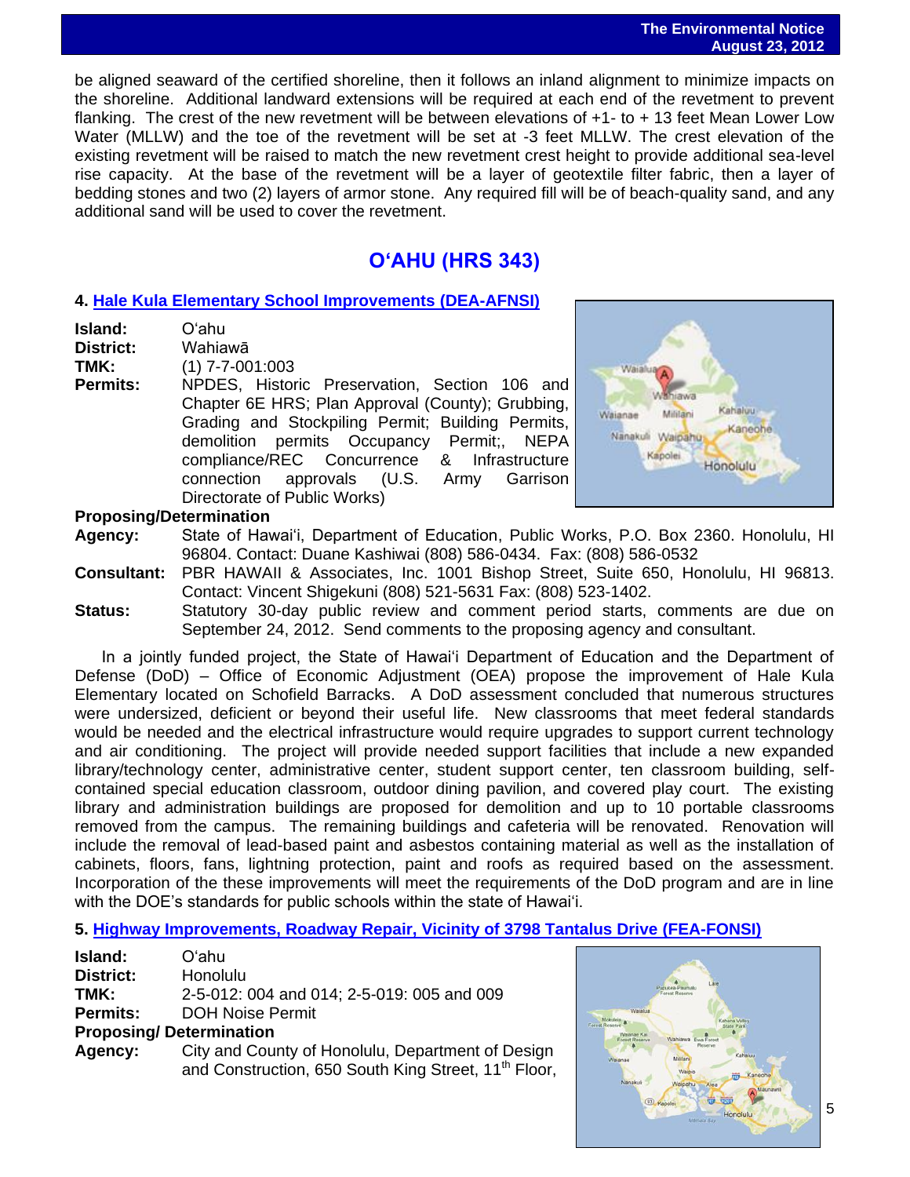be aligned seaward of the certified shoreline, then it follows an inland alignment to minimize impacts on the shoreline. Additional landward extensions will be required at each end of the revetment to prevent flanking. The crest of the new revetment will be between elevations of +1- to + 13 feet Mean Lower Low Water (MLLW) and the toe of the revetment will be set at -3 feet MLLW. The crest elevation of the existing revetment will be raised to match the new revetment crest height to provide additional sea-level rise capacity. At the base of the revetment will be a layer of geotextile filter fabric, then a layer of bedding stones and two (2) layers of armor stone. Any required fill will be of beach-quality sand, and any additional sand will be used to cover the revetment.

## O'AHU (HRS 343)

### 4. Hale Kula Elementary School Improvements (DEA-AFNSI)

**Island:** O'ahu
**District:** Wahiawā
**TMK:** (1) 7-7-001:003
**Permits:** NPDES, Historic Preservation, Section 106 and Chapter 6E HRS; Plan Approval (County); Grubbing, Grading and Stockpiling Permit; Building Permits, demolition permits Occupancy Permit;, NEPA compliance/REC Concurrence & Infrastructure connection approvals (U.S. Army Garrison Directorate of Public Works)

**Proposing/Determination**
**Agency:** State of Hawai'i, Department of Education, Public Works, P.O. Box 2360. Honolulu, HI 96804. Contact: Duane Kashiwai (808) 586-0434. Fax: (808) 586-0532
**Consultant:** PBR HAWAII & Associates, Inc. 1001 Bishop Street, Suite 650, Honolulu, HI 96813. Contact: Vincent Shigekuni (808) 521-5631 Fax: (808) 523-1402.
**Status:** Statutory 30-day public review and comment period starts, comments are due on September 24, 2012. Send comments to the proposing agency and consultant.

In a jointly funded project, the State of Hawai'i Department of Education and the Department of Defense (DoD) – Office of Economic Adjustment (OEA) propose the improvement of Hale Kula Elementary located on Schofield Barracks. A DoD assessment concluded that numerous structures were undersized, deficient or beyond their useful life. New classrooms that meet federal standards would be needed and the electrical infrastructure would require upgrades to support current technology and air conditioning. The project will provide needed support facilities that include a new expanded library/technology center, administrative center, student support center, ten classroom building, self-contained special education classroom, outdoor dining pavilion, and covered play court. The existing library and administration buildings are proposed for demolition and up to 10 portable classrooms removed from the campus. The remaining buildings and cafeteria will be renovated. Renovation will include the removal of lead-based paint and asbestos containing material as well as the installation of cabinets, floors, fans, lightning protection, paint and roofs as required based on the assessment. Incorporation of the these improvements will meet the requirements of the DoD program and are in line with the DOE's standards for public schools within the state of Hawai'i.

### 5. Highway Improvements, Roadway Repair, Vicinity of 3798 Tantalus Drive (FEA-FONSI)

**Island:** O'ahu
**District:** Honolulu
**TMK:** 2-5-012: 004 and 014; 2-5-019: 005 and 009
**Permits:** DOH Noise Permit

**Proposing/ Determination**
**Agency:** City and County of Honolulu, Department of Design and Construction, 650 South King Street, 11th Floor,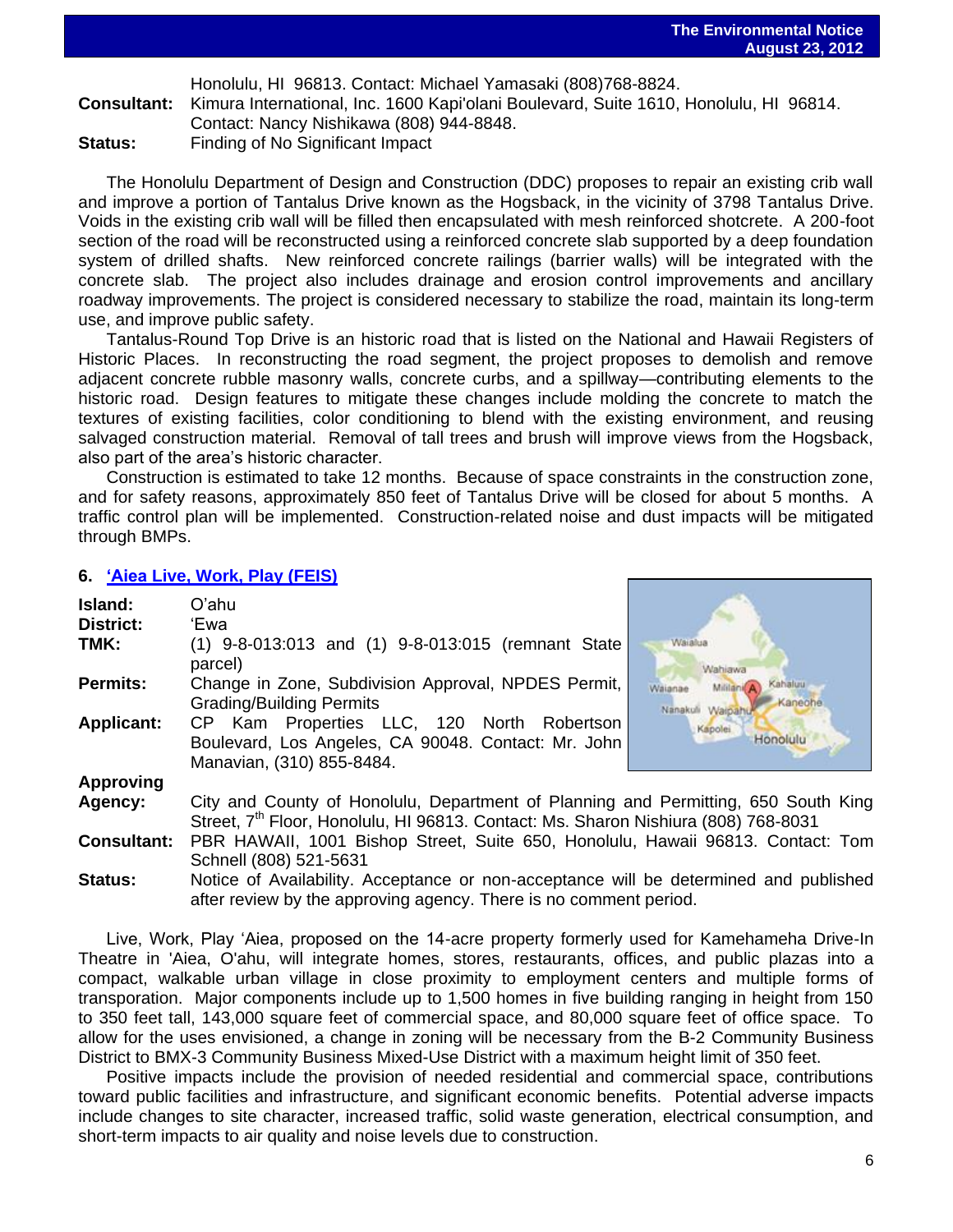Honolulu, HI 96813. Contact: Michael Yamasaki (808)768-8824.

**Consultant:** Kimura International, Inc. 1600 Kapi'olani Boulevard, Suite 1610, Honolulu, HI 96814. Contact: Nancy Nishikawa (808) 944-8848.

**Status:** Finding of No Significant Impact

The Honolulu Department of Design and Construction (DDC) proposes to repair an existing crib wall and improve a portion of Tantalus Drive known as the Hogsback, in the vicinity of 3798 Tantalus Drive. Voids in the existing crib wall will be filled then encapsulated with mesh reinforced shotcrete. A 200-foot section of the road will be reconstructed using a reinforced concrete slab supported by a deep foundation system of drilled shafts. New reinforced concrete railings (barrier walls) will be integrated with the concrete slab. The project also includes drainage and erosion control improvements and ancillary roadway improvements. The project is considered necessary to stabilize the road, maintain its long-term use, and improve public safety.

Tantalus-Round Top Drive is an historic road that is listed on the National and Hawaii Registers of Historic Places. In reconstructing the road segment, the project proposes to demolish and remove adjacent concrete rubble masonry walls, concrete curbs, and a spillway—contributing elements to the historic road. Design features to mitigate these changes include molding the concrete to match the textures of existing facilities, color conditioning to blend with the existing environment, and reusing salvaged construction material. Removal of tall trees and brush will improve views from the Hogsback, also part of the area's historic character.

Construction is estimated to take 12 months. Because of space constraints in the construction zone, and for safety reasons, approximately 850 feet of Tantalus Drive will be closed for about 5 months. A traffic control plan will be implemented. Construction-related noise and dust impacts will be mitigated through BMPs.

## 6. 'Aiea Live, Work, Play (FEIS)

**Island:** O'ahu

**District:** 'Ewa

**TMK:** (1) 9-8-013:013 and (1) 9-8-013:015 (remnant State parcel)

**Permits:** Change in Zone, Subdivision Approval, NPDES Permit, Grading/Building Permits

**Applicant:** CP Kam Properties LLC, 120 North Robertson Boulevard, Los Angeles, CA 90048. Contact: Mr. John Manavian, (310) 855-8484.

**Approving Agency:** City and County of Honolulu, Department of Planning and Permitting, 650 South King Street, 7th Floor, Honolulu, HI 96813. Contact: Ms. Sharon Nishiura (808) 768-8031

**Consultant:** PBR HAWAII, 1001 Bishop Street, Suite 650, Honolulu, Hawaii 96813. Contact: Tom Schnell (808) 521-5631

**Status:** Notice of Availability. Acceptance or non-acceptance will be determined and published after review by the approving agency. There is no comment period.

Live, Work, Play 'Aiea, proposed on the 14-acre property formerly used for Kamehameha Drive-In Theatre in 'Aiea, O'ahu, will integrate homes, stores, restaurants, offices, and public plazas into a compact, walkable urban village in close proximity to employment centers and multiple forms of transporation. Major components include up to 1,500 homes in five building ranging in height from 150 to 350 feet tall, 143,000 square feet of commercial space, and 80,000 square feet of office space. To allow for the uses envisioned, a change in zoning will be necessary from the B-2 Community Business District to BMX-3 Community Business Mixed-Use District with a maximum height limit of 350 feet.

Positive impacts include the provision of needed residential and commercial space, contributions toward public facilities and infrastructure, and significant economic benefits. Potential adverse impacts include changes to site character, increased traffic, solid waste generation, electrical consumption, and short-term impacts to air quality and noise levels due to construction.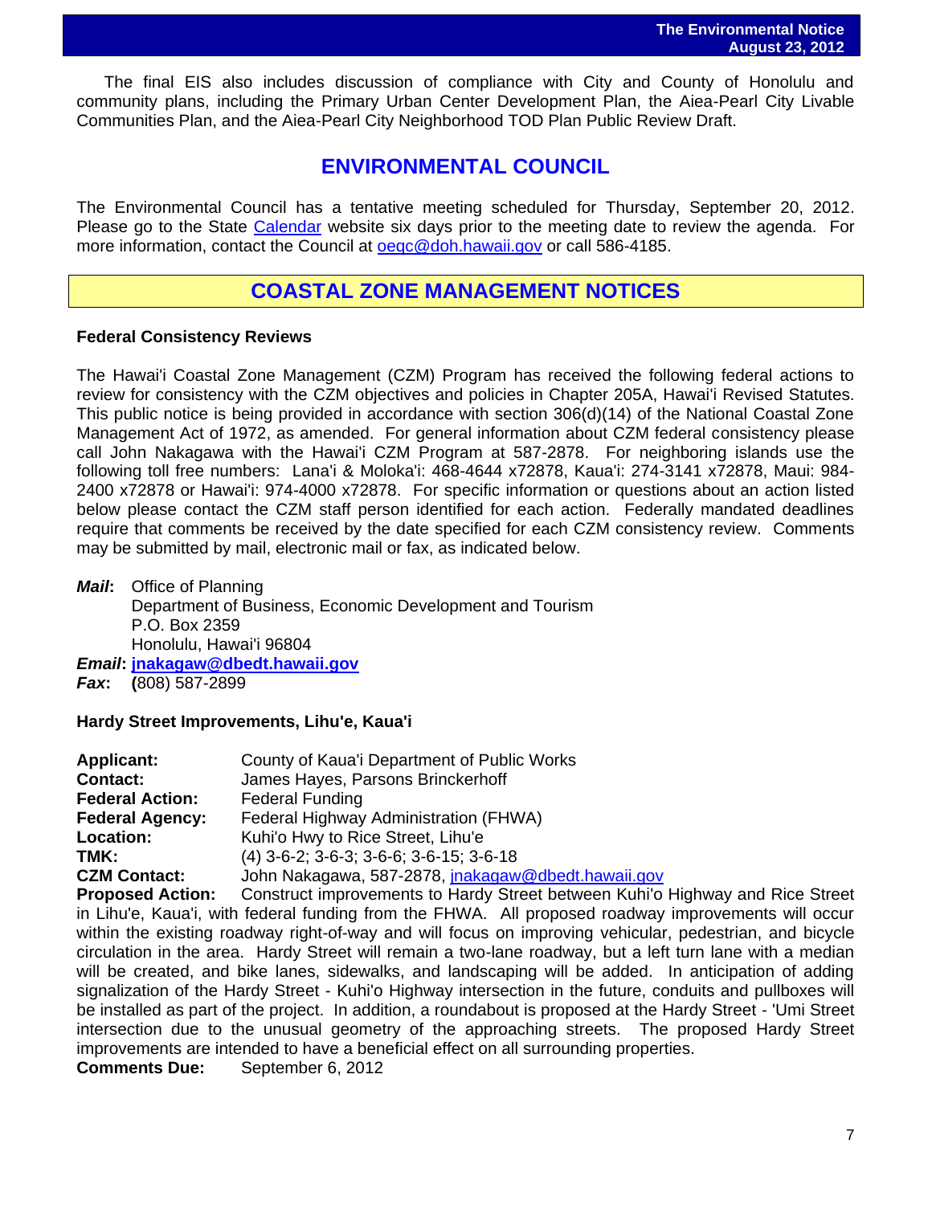The final EIS also includes discussion of compliance with City and County of Honolulu and community plans, including the Primary Urban Center Development Plan, the Aiea-Pearl City Livable Communities Plan, and the Aiea-Pearl City Neighborhood TOD Plan Public Review Draft.

## ENVIRONMENTAL COUNCIL

The Environmental Council has a tentative meeting scheduled for Thursday, September 20, 2012. Please go to the State Calendar website six days prior to the meeting date to review the agenda. For more information, contact the Council at oeqc@doh.hawaii.gov or call 586-4185.

## COASTAL ZONE MANAGEMENT NOTICES

### Federal Consistency Reviews

The Hawai'i Coastal Zone Management (CZM) Program has received the following federal actions to review for consistency with the CZM objectives and policies in Chapter 205A, Hawai'i Revised Statutes. This public notice is being provided in accordance with section 306(d)(14) of the National Coastal Zone Management Act of 1972, as amended. For general information about CZM federal consistency please call John Nakagawa with the Hawai'i CZM Program at 587-2878. For neighboring islands use the following toll free numbers: Lana'i & Moloka'i: 468-4644 x72878, Kaua'i: 274-3141 x72878, Maui: 984-2400 x72878 or Hawai'i: 974-4000 x72878. For specific information or questions about an action listed below please contact the CZM staff person identified for each action. Federally mandated deadlines require that comments be received by the date specified for each CZM consistency review. Comments may be submitted by mail, electronic mail or fax, as indicated below.

***Mail*:** Office of Planning
Department of Business, Economic Development and Tourism
P.O. Box 2359
Honolulu, Hawai'i 96804

***Email*: jnakagaw@dbedt.hawaii.gov**

***Fax*: (**808) 587-2899

### Hardy Street Improvements, Lihu'e, Kaua'i

**Applicant:** County of Kaua'i Department of Public Works
**Contact:** James Hayes, Parsons Brinckerhoff
**Federal Action:** Federal Funding
**Federal Agency:** Federal Highway Administration (FHWA)
**Location:** Kuhi'o Hwy to Rice Street, Lihu'e
**TMK:** (4) 3-6-2; 3-6-3; 3-6-6; 3-6-15; 3-6-18
**CZM Contact:** John Nakagawa, 587-2878, jnakagaw@dbedt.hawaii.gov
**Proposed Action:** Construct improvements to Hardy Street between Kuhi'o Highway and Rice Street in Lihu'e, Kaua'i, with federal funding from the FHWA. All proposed roadway improvements will occur within the existing roadway right-of-way and will focus on improving vehicular, pedestrian, and bicycle circulation in the area. Hardy Street will remain a two-lane roadway, but a left turn lane with a median will be created, and bike lanes, sidewalks, and landscaping will be added. In anticipation of adding signalization of the Hardy Street - Kuhi'o Highway intersection in the future, conduits and pullboxes will be installed as part of the project. In addition, a roundabout is proposed at the Hardy Street - 'Umi Street intersection due to the unusual geometry of the approaching streets. The proposed Hardy Street improvements are intended to have a beneficial effect on all surrounding properties.
**Comments Due:** September 6, 2012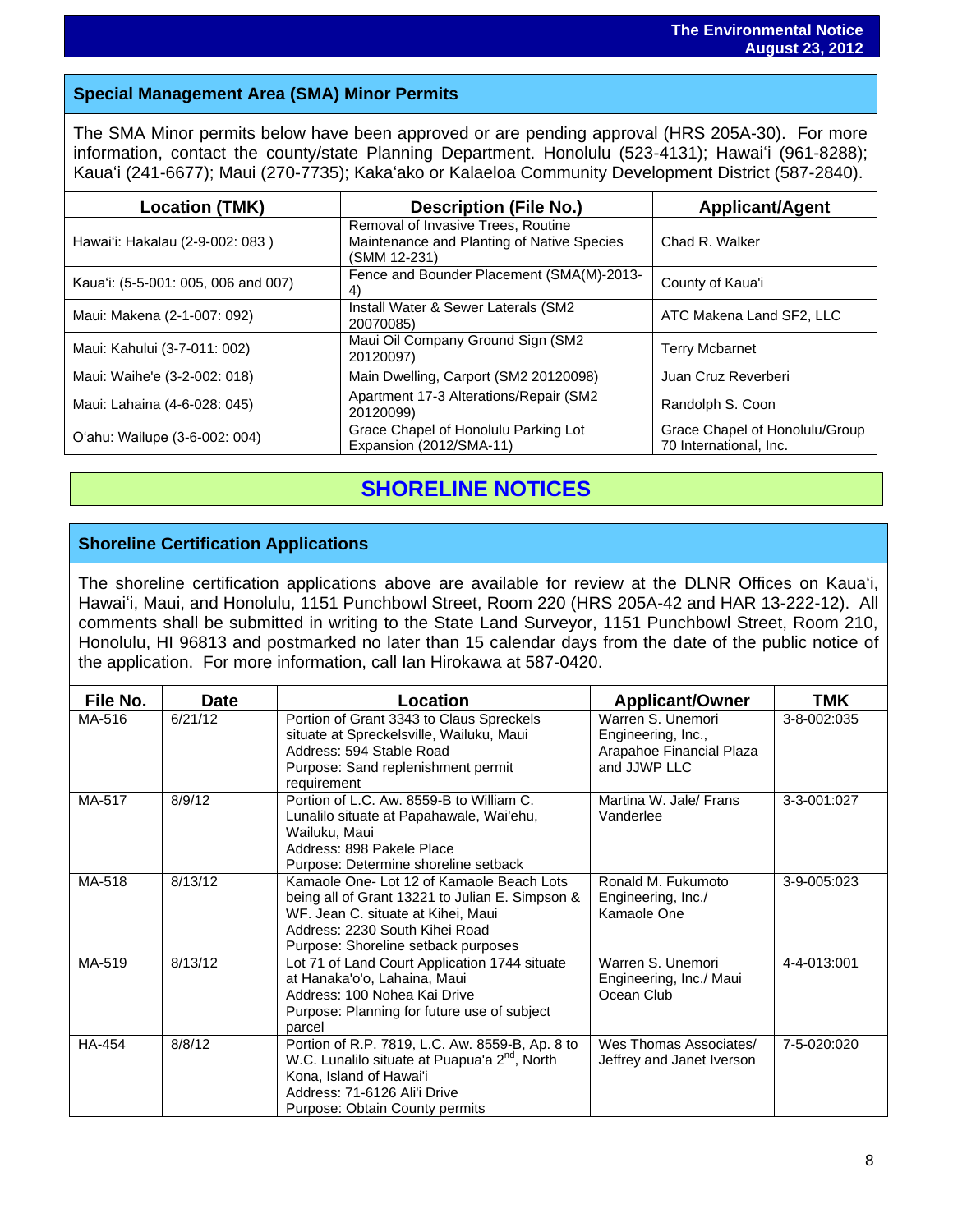## Special Management Area (SMA) Minor Permits

The SMA Minor permits below have been approved or are pending approval (HRS 205A-30). For more information, contact the county/state Planning Department. Honolulu (523-4131); Hawai'i (961-8288); Kaua'i (241-6677); Maui (270-7735); Kaka'ako or Kalaeloa Community Development District (587-2840).

| Location (TMK) | Description (File No.) | Applicant/Agent |
|---|---|---|
| Hawai'i: Hakalau (2-9-002: 083 ) | Removal of Invasive Trees, Routine Maintenance and Planting of Native Species (SMM 12-231) | Chad R. Walker |
| Kaua'i: (5-5-001: 005, 006 and 007) | Fence and Bounder Placement (SMA(M)-2013-4) | County of Kaua'i |
| Maui: Makena (2-1-007: 092) | Install Water & Sewer Laterals (SM2 20070085) | ATC Makena Land SF2, LLC |
| Maui: Kahului (3-7-011: 002) | Maui Oil Company Ground Sign (SM2 20120097) | Terry Mcbarnet |
| Maui: Waihe'e (3-2-002: 018) | Main Dwelling, Carport (SM2 20120098) | Juan Cruz Reverberi |
| Maui: Lahaina (4-6-028: 045) | Apartment 17-3 Alterations/Repair (SM2 20120099) | Randolph S. Coon |
| O'ahu: Wailupe (3-6-002: 004) | Grace Chapel of Honolulu Parking Lot Expansion (2012/SMA-11) | Grace Chapel of Honolulu/Group 70 International, Inc. |

# SHORELINE NOTICES

## Shoreline Certification Applications

The shoreline certification applications above are available for review at the DLNR Offices on Kaua'i, Hawai'i, Maui, and Honolulu, 1151 Punchbowl Street, Room 220 (HRS 205A-42 and HAR 13-222-12). All comments shall be submitted in writing to the State Land Surveyor, 1151 Punchbowl Street, Room 210, Honolulu, HI 96813 and postmarked no later than 15 calendar days from the date of the public notice of the application. For more information, call Ian Hirokawa at 587-0420.

| File No. | Date | Location | Applicant/Owner | TMK |
|---|---|---|---|---|
| MA-516 | 6/21/12 | Portion of Grant 3343 to Claus Spreckels situate at Spreckelsville, Wailuku, Maui<br>Address: 594 Stable Road<br>Purpose: Sand replenishment permit requirement | Warren S. Unemori Engineering, Inc., Arapahoe Financial Plaza and JJWP LLC | 3-8-002:035 |
| MA-517 | 8/9/12 | Portion of L.C. Aw. 8559-B to William C. Lunalilo situate at Papahawale, Wai'ehu, Wailuku, Maui<br>Address: 898 Pakele Place<br>Purpose: Determine shoreline setback | Martina W. Jale/ Frans Vanderlee | 3-3-001:027 |
| MA-518 | 8/13/12 | Kamaole One- Lot 12 of Kamaole Beach Lots being all of Grant 13221 to Julian E. Simpson & WF. Jean C. situate at Kihei, Maui<br>Address: 2230 South Kihei Road<br>Purpose: Shoreline setback purposes | Ronald M. Fukumoto Engineering, Inc./ Kamaole One | 3-9-005:023 |
| MA-519 | 8/13/12 | Lot 71 of Land Court Application 1744 situate at Hanaka'o'o, Lahaina, Maui<br>Address: 100 Nohea Kai Drive<br>Purpose: Planning for future use of subject parcel | Warren S. Unemori Engineering, Inc./ Maui Ocean Club | 4-4-013:001 |
| HA-454 | 8/8/12 | Portion of R.P. 7819, L.C. Aw. 8559-B, Ap. 8 to W.C. Lunalilo situate at Puapua'a 2nd, North Kona, Island of Hawai'i<br>Address: 71-6126 Ali'i Drive<br>Purpose: Obtain County permits | Wes Thomas Associates/ Jeffrey and Janet Iverson | 7-5-020:020 |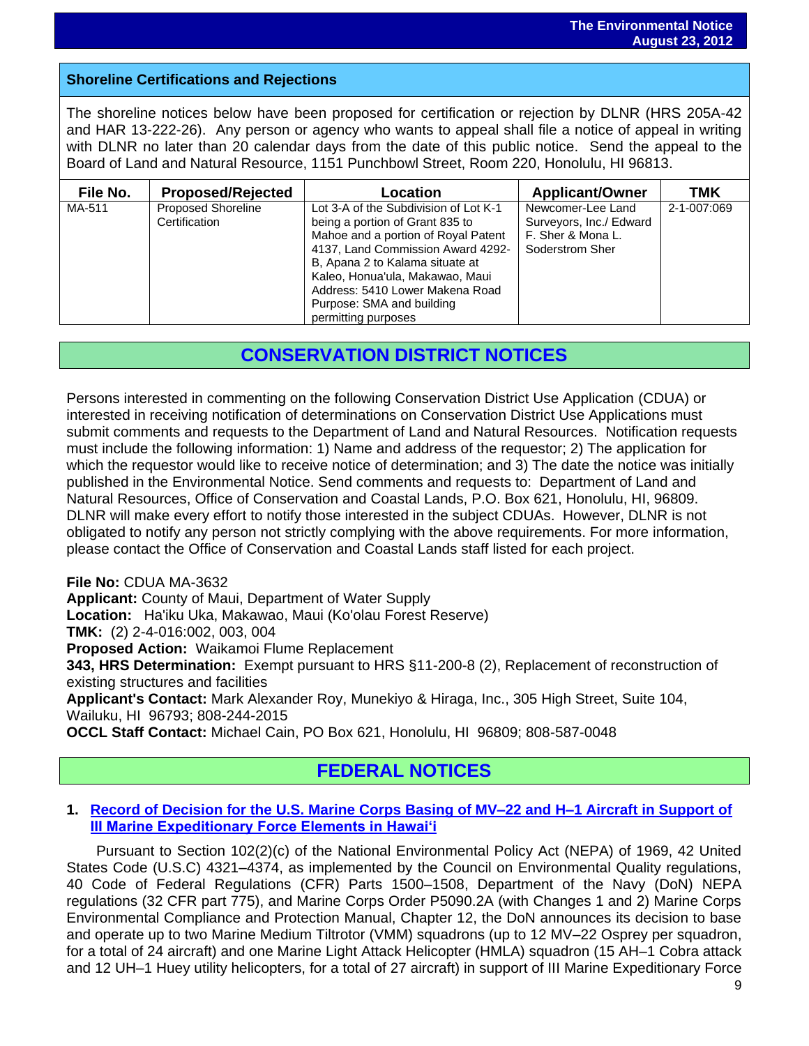## Shoreline Certifications and Rejections

The shoreline notices below have been proposed for certification or rejection by DLNR (HRS 205A-42 and HAR 13-222-26). Any person or agency who wants to appeal shall file a notice of appeal in writing with DLNR no later than 20 calendar days from the date of this public notice. Send the appeal to the Board of Land and Natural Resource, 1151 Punchbowl Street, Room 220, Honolulu, HI 96813.

| File No. | Proposed/Rejected | Location | Applicant/Owner | TMK |
|---|---|---|---|---|
| MA-511 | Proposed Shoreline Certification | Lot 3-A of the Subdivision of Lot K-1 being a portion of Grant 835 to Mahoe and a portion of Royal Patent 4137, Land Commission Award 4292-B, Apana 2 to Kalama situate at Kaleo, Honua'ula, Makawao, Maui Address: 5410 Lower Makena Road Purpose: SMA and building permitting purposes | Newcomer-Lee Land Surveyors, Inc./ Edward F. Sher & Mona L. Soderstrom Sher | 2-1-007:069 |

## CONSERVATION DISTRICT NOTICES

Persons interested in commenting on the following Conservation District Use Application (CDUA) or interested in receiving notification of determinations on Conservation District Use Applications must submit comments and requests to the Department of Land and Natural Resources. Notification requests must include the following information: 1) Name and address of the requestor; 2) The application for which the requestor would like to receive notice of determination; and 3) The date the notice was initially published in the Environmental Notice. Send comments and requests to: Department of Land and Natural Resources, Office of Conservation and Coastal Lands, P.O. Box 621, Honolulu, HI, 96809. DLNR will make every effort to notify those interested in the subject CDUAs. However, DLNR is not obligated to notify any person not strictly complying with the above requirements. For more information, please contact the Office of Conservation and Coastal Lands staff listed for each project.

**File No:** CDUA MA-3632
**Applicant:** County of Maui, Department of Water Supply
**Location:** Ha'iku Uka, Makawao, Maui (Ko'olau Forest Reserve)
**TMK:** (2) 2-4-016:002, 003, 004
**Proposed Action:** Waikamoi Flume Replacement
**343, HRS Determination:** Exempt pursuant to HRS §11-200-8 (2), Replacement of reconstruction of existing structures and facilities
**Applicant's Contact:** Mark Alexander Roy, Munekiyo & Hiraga, Inc., 305 High Street, Suite 104, Wailuku, HI 96793; 808-244-2015
**OCCL Staff Contact:** Michael Cain, PO Box 621, Honolulu, HI 96809; 808-587-0048

## FEDERAL NOTICES

1. **Record of Decision for the U.S. Marine Corps Basing of MV–22 and H–1 Aircraft in Support of III Marine Expeditionary Force Elements in Hawai'i**

Pursuant to Section 102(2)(c) of the National Environmental Policy Act (NEPA) of 1969, 42 United States Code (U.S.C) 4321–4374, as implemented by the Council on Environmental Quality regulations, 40 Code of Federal Regulations (CFR) Parts 1500–1508, Department of the Navy (DoN) NEPA regulations (32 CFR part 775), and Marine Corps Order P5090.2A (with Changes 1 and 2) Marine Corps Environmental Compliance and Protection Manual, Chapter 12, the DoN announces its decision to base and operate up to two Marine Medium Tiltrotor (VMM) squadrons (up to 12 MV–22 Osprey per squadron, for a total of 24 aircraft) and one Marine Light Attack Helicopter (HMLA) squadron (15 AH–1 Cobra attack and 12 UH–1 Huey utility helicopters, for a total of 27 aircraft) in support of III Marine Expeditionary Force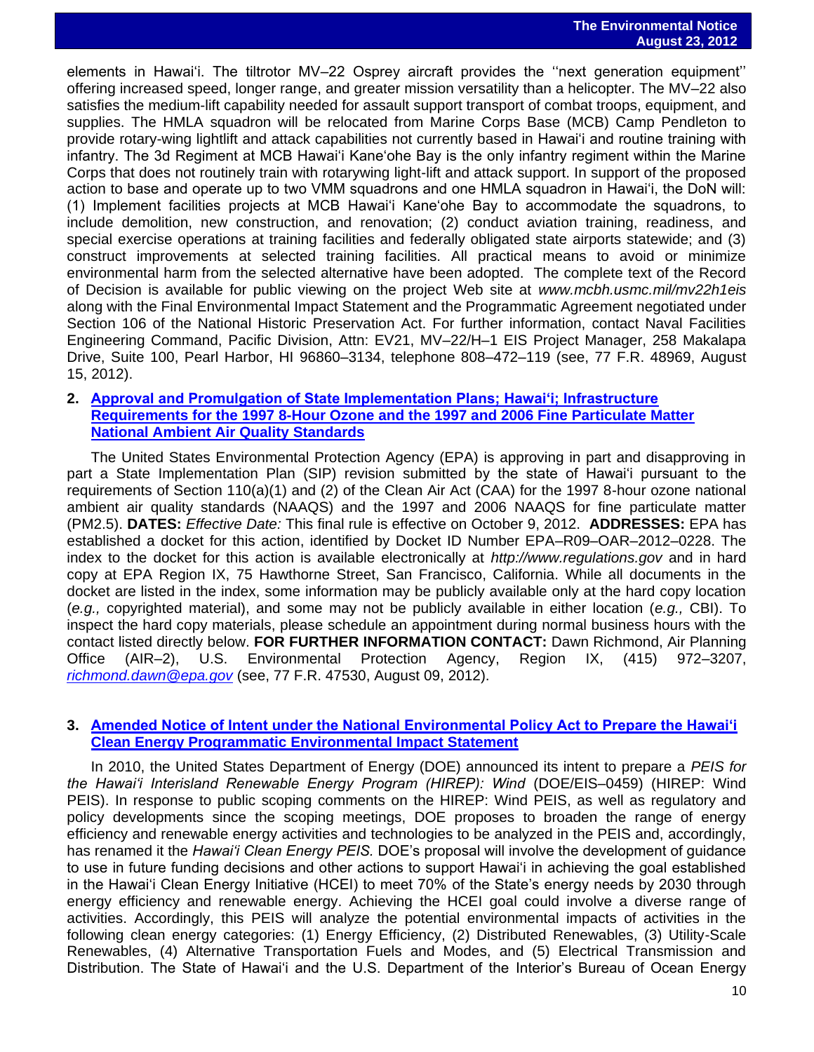elements in Hawaiʻi. The tiltrotor MV–22 Osprey aircraft provides the ''next generation equipment'' offering increased speed, longer range, and greater mission versatility than a helicopter. The MV–22 also satisfies the medium-lift capability needed for assault support transport of combat troops, equipment, and supplies. The HMLA squadron will be relocated from Marine Corps Base (MCB) Camp Pendleton to provide rotary-wing lightlift and attack capabilities not currently based in Hawaiʻi and routine training with infantry. The 3d Regiment at MCB Hawaiʻi Kaneʻohe Bay is the only infantry regiment within the Marine Corps that does not routinely train with rotarywing light-lift and attack support. In support of the proposed action to base and operate up to two VMM squadrons and one HMLA squadron in Hawaiʻi, the DoN will: (1) Implement facilities projects at MCB Hawaiʻi Kaneʻohe Bay to accommodate the squadrons, to include demolition, new construction, and renovation; (2) conduct aviation training, readiness, and special exercise operations at training facilities and federally obligated state airports statewide; and (3) construct improvements at selected training facilities. All practical means to avoid or minimize environmental harm from the selected alternative have been adopted. The complete text of the Record of Decision is available for public viewing on the project Web site at *www.mcbh.usmc.mil/mv22h1eis* along with the Final Environmental Impact Statement and the Programmatic Agreement negotiated under Section 106 of the National Historic Preservation Act. For further information, contact Naval Facilities Engineering Command, Pacific Division, Attn: EV21, MV–22/H–1 EIS Project Manager, 258 Makalapa Drive, Suite 100, Pearl Harbor, HI 96860–3134, telephone 808–472–119 (see, 77 F.R. 48969, August 15, 2012).

2. **Approval and Promulgation of State Implementation Plans; Hawaiʻi; Infrastructure Requirements for the 1997 8-Hour Ozone and the 1997 and 2006 Fine Particulate Matter National Ambient Air Quality Standards**

The United States Environmental Protection Agency (EPA) is approving in part and disapproving in part a State Implementation Plan (SIP) revision submitted by the state of Hawaiʻi pursuant to the requirements of Section 110(a)(1) and (2) of the Clean Air Act (CAA) for the 1997 8-hour ozone national ambient air quality standards (NAAQS) and the 1997 and 2006 NAAQS for fine particulate matter (PM2.5). **DATES:** *Effective Date:* This final rule is effective on October 9, 2012. **ADDRESSES:** EPA has established a docket for this action, identified by Docket ID Number EPA–R09–OAR–2012–0228. The index to the docket for this action is available electronically at *http://www.regulations.gov* and in hard copy at EPA Region IX, 75 Hawthorne Street, San Francisco, California. While all documents in the docket are listed in the index, some information may be publicly available only at the hard copy location (*e.g.,* copyrighted material), and some may not be publicly available in either location (*e.g.,* CBI). To inspect the hard copy materials, please schedule an appointment during normal business hours with the contact listed directly below. **FOR FURTHER INFORMATION CONTACT:** Dawn Richmond, Air Planning Office (AIR–2), U.S. Environmental Protection Agency, Region IX, (415) 972–3207, *richmond.dawn@epa.gov* (see, 77 F.R. 47530, August 09, 2012).

3. **Amended Notice of Intent under the National Environmental Policy Act to Prepare the Hawaiʻi Clean Energy Programmatic Environmental Impact Statement**

In 2010, the United States Department of Energy (DOE) announced its intent to prepare a *PEIS for the Hawaiʻi Interisland Renewable Energy Program (HIREP): Wind* (DOE/EIS–0459) (HIREP: Wind PEIS). In response to public scoping comments on the HIREP: Wind PEIS, as well as regulatory and policy developments since the scoping meetings, DOE proposes to broaden the range of energy efficiency and renewable energy activities and technologies to be analyzed in the PEIS and, accordingly, has renamed it the *Hawaiʻi Clean Energy PEIS.* DOE's proposal will involve the development of guidance to use in future funding decisions and other actions to support Hawaiʻi in achieving the goal established in the Hawaiʻi Clean Energy Initiative (HCEI) to meet 70% of the State's energy needs by 2030 through energy efficiency and renewable energy. Achieving the HCEI goal could involve a diverse range of activities. Accordingly, this PEIS will analyze the potential environmental impacts of activities in the following clean energy categories: (1) Energy Efficiency, (2) Distributed Renewables, (3) Utility-Scale Renewables, (4) Alternative Transportation Fuels and Modes, and (5) Electrical Transmission and Distribution. The State of Hawaiʻi and the U.S. Department of the Interior's Bureau of Ocean Energy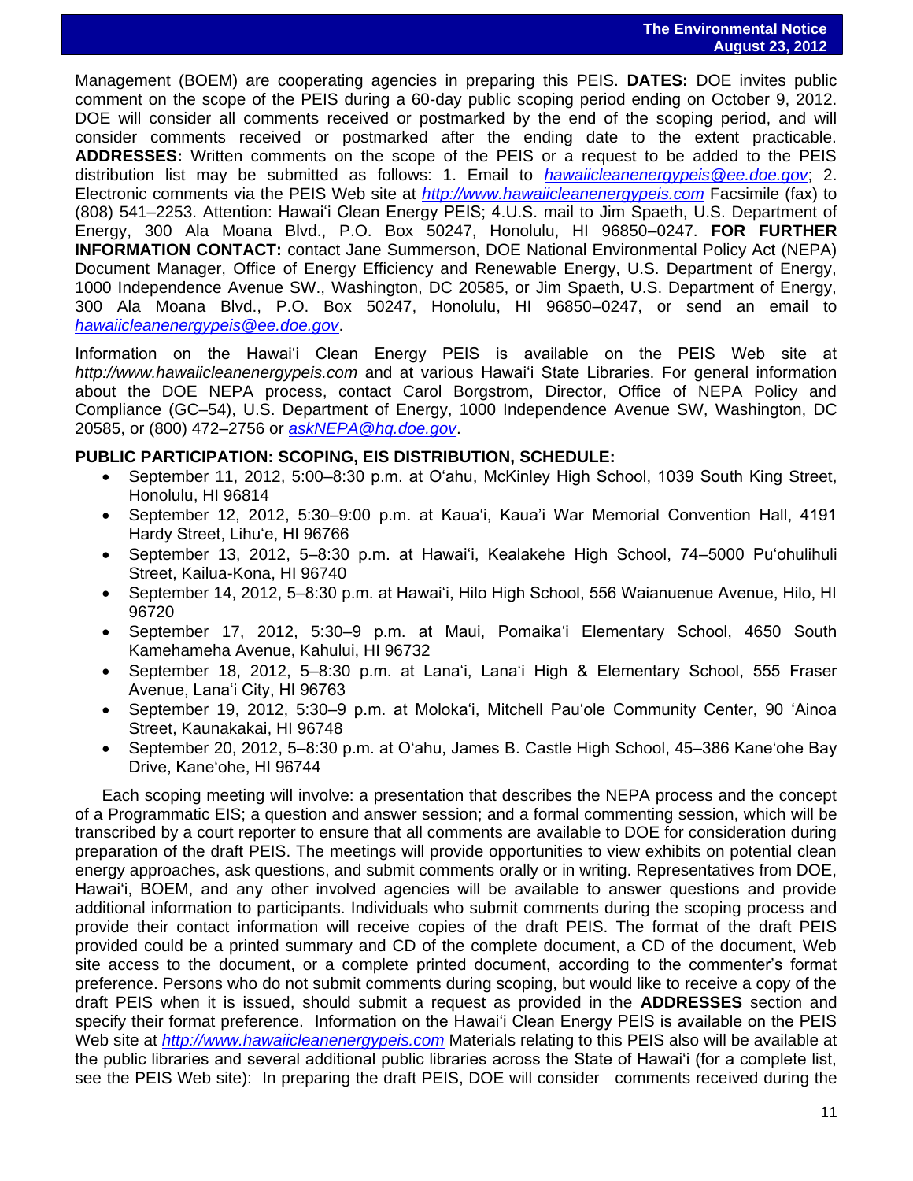Management (BOEM) are cooperating agencies in preparing this PEIS. **DATES:** DOE invites public comment on the scope of the PEIS during a 60-day public scoping period ending on October 9, 2012. DOE will consider all comments received or postmarked by the end of the scoping period, and will consider comments received or postmarked after the ending date to the extent practicable. **ADDRESSES:** Written comments on the scope of the PEIS or a request to be added to the PEIS distribution list may be submitted as follows: 1. Email to *hawaiicleanenergypeis@ee.doe.gov*; 2. Electronic comments via the PEIS Web site at *http://www.hawaiicleanenergypeis.com* Facsimile (fax) to (808) 541–2253. Attention: Hawai'i Clean Energy PEIS; 4.U.S. mail to Jim Spaeth, U.S. Department of Energy, 300 Ala Moana Blvd., P.O. Box 50247, Honolulu, HI 96850–0247. **FOR FURTHER INFORMATION CONTACT:** contact Jane Summerson, DOE National Environmental Policy Act (NEPA) Document Manager, Office of Energy Efficiency and Renewable Energy, U.S. Department of Energy, 1000 Independence Avenue SW., Washington, DC 20585, or Jim Spaeth, U.S. Department of Energy, 300 Ala Moana Blvd., P.O. Box 50247, Honolulu, HI 96850–0247, or send an email to *hawaiicleanenergypeis@ee.doe.gov*.

Information on the Hawai'i Clean Energy PEIS is available on the PEIS Web site at *http://www.hawaiicleanenergypeis.com* and at various Hawai'i State Libraries. For general information about the DOE NEPA process, contact Carol Borgstrom, Director, Office of NEPA Policy and Compliance (GC–54), U.S. Department of Energy, 1000 Independence Avenue SW, Washington, DC 20585, or (800) 472–2756 or *askNEPA@hq.doe.gov*.

**PUBLIC PARTICIPATION: SCOPING, EIS DISTRIBUTION, SCHEDULE:**

- September 11, 2012, 5:00–8:30 p.m. at O'ahu, McKinley High School, 1039 South King Street, Honolulu, HI 96814
- September 12, 2012, 5:30–9:00 p.m. at Kaua'i, Kaua'i War Memorial Convention Hall, 4191 Hardy Street, Lihu'e, HI 96766
- September 13, 2012, 5–8:30 p.m. at Hawai'i, Kealakehe High School, 74–5000 Pu'ohulihuli Street, Kailua-Kona, HI 96740
- September 14, 2012, 5–8:30 p.m. at Hawai'i, Hilo High School, 556 Waianuenue Avenue, Hilo, HI 96720
- September 17, 2012, 5:30–9 p.m. at Maui, Pomaika'i Elementary School, 4650 South Kamehameha Avenue, Kahului, HI 96732
- September 18, 2012, 5–8:30 p.m. at Lana'i, Lana'i High & Elementary School, 555 Fraser Avenue, Lana'i City, HI 96763
- September 19, 2012, 5:30–9 p.m. at Moloka'i, Mitchell Pau'ole Community Center, 90 'Ainoa Street, Kaunakakai, HI 96748
- September 20, 2012, 5–8:30 p.m. at O'ahu, James B. Castle High School, 45–386 Kane'ohe Bay Drive, Kane'ohe, HI 96744

Each scoping meeting will involve: a presentation that describes the NEPA process and the concept of a Programmatic EIS; a question and answer session; and a formal commenting session, which will be transcribed by a court reporter to ensure that all comments are available to DOE for consideration during preparation of the draft PEIS. The meetings will provide opportunities to view exhibits on potential clean energy approaches, ask questions, and submit comments orally or in writing. Representatives from DOE, Hawai'i, BOEM, and any other involved agencies will be available to answer questions and provide additional information to participants. Individuals who submit comments during the scoping process and provide their contact information will receive copies of the draft PEIS. The format of the draft PEIS provided could be a printed summary and CD of the complete document, a CD of the document, Web site access to the document, or a complete printed document, according to the commenter's format preference. Persons who do not submit comments during scoping, but would like to receive a copy of the draft PEIS when it is issued, should submit a request as provided in the **ADDRESSES** section and specify their format preference. Information on the Hawai'i Clean Energy PEIS is available on the PEIS Web site at *http://www.hawaiicleanenergypeis.com* Materials relating to this PEIS also will be available at the public libraries and several additional public libraries across the State of Hawai'i (for a complete list, see the PEIS Web site): In preparing the draft PEIS, DOE will consider comments received during the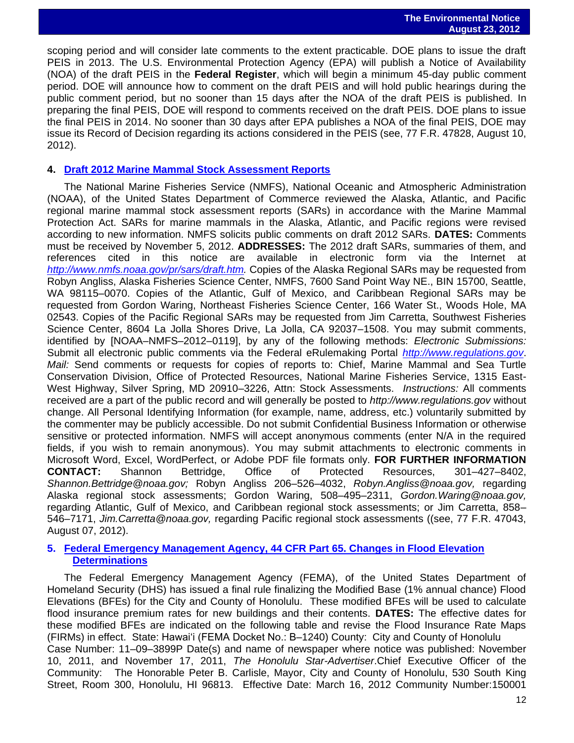scoping period and will consider late comments to the extent practicable. DOE plans to issue the draft PEIS in 2013. The U.S. Environmental Protection Agency (EPA) will publish a Notice of Availability (NOA) of the draft PEIS in the **Federal Register**, which will begin a minimum 45-day public comment period. DOE will announce how to comment on the draft PEIS and will hold public hearings during the public comment period, but no sooner than 15 days after the NOA of the draft PEIS is published. In preparing the final PEIS, DOE will respond to comments received on the draft PEIS. DOE plans to issue the final PEIS in 2014. No sooner than 30 days after EPA publishes a NOA of the final PEIS, DOE may issue its Record of Decision regarding its actions considered in the PEIS (see, 77 F.R. 47828, August 10, 2012).

### 4. Draft 2012 Marine Mammal Stock Assessment Reports

The National Marine Fisheries Service (NMFS), National Oceanic and Atmospheric Administration (NOAA), of the United States Department of Commerce reviewed the Alaska, Atlantic, and Pacific regional marine mammal stock assessment reports (SARs) in accordance with the Marine Mammal Protection Act. SARs for marine mammals in the Alaska, Atlantic, and Pacific regions were revised according to new information. NMFS solicits public comments on draft 2012 SARs. **DATES:** Comments must be received by November 5, 2012. **ADDRESSES:** The 2012 draft SARs, summaries of them, and references cited in this notice are available in electronic form via the Internet at *http://www.nmfs.noaa.gov/pr/sars/draft.htm.* Copies of the Alaska Regional SARs may be requested from Robyn Angliss, Alaska Fisheries Science Center, NMFS, 7600 Sand Point Way NE., BIN 15700, Seattle, WA 98115–0070. Copies of the Atlantic, Gulf of Mexico, and Caribbean Regional SARs may be requested from Gordon Waring, Northeast Fisheries Science Center, 166 Water St., Woods Hole, MA 02543. Copies of the Pacific Regional SARs may be requested from Jim Carretta, Southwest Fisheries Science Center, 8604 La Jolla Shores Drive, La Jolla, CA 92037–1508. You may submit comments, identified by [NOAA–NMFS–2012–0119], by any of the following methods: *Electronic Submissions:* Submit all electronic public comments via the Federal eRulemaking Portal *http://www.regulations.gov*. *Mail:* Send comments or requests for copies of reports to: Chief, Marine Mammal and Sea Turtle Conservation Division, Office of Protected Resources, National Marine Fisheries Service, 1315 East-West Highway, Silver Spring, MD 20910–3226, Attn: Stock Assessments. *Instructions:* All comments received are a part of the public record and will generally be posted to *http://www.regulations.gov* without change. All Personal Identifying Information (for example, name, address, etc.) voluntarily submitted by the commenter may be publicly accessible. Do not submit Confidential Business Information or otherwise sensitive or protected information. NMFS will accept anonymous comments (enter N/A in the required fields, if you wish to remain anonymous). You may submit attachments to electronic comments in Microsoft Word, Excel, WordPerfect, or Adobe PDF file formats only. **FOR FURTHER INFORMATION CONTACT:** Shannon Bettridge, Office of Protected Resources, 301–427–8402, *Shannon.Bettridge@noaa.gov;* Robyn Angliss 206–526–4032, *Robyn.Angliss@noaa.gov,* regarding Alaska regional stock assessments; Gordon Waring, 508–495–2311, *Gordon.Waring@noaa.gov,* regarding Atlantic, Gulf of Mexico, and Caribbean regional stock assessments; or Jim Carretta, 858–546–7171, *Jim.Carretta@noaa.gov,* regarding Pacific regional stock assessments ((see, 77 F.R. 47043, August 07, 2012).

### 5. Federal Emergency Management Agency, 44 CFR Part 65. Changes in Flood Elevation Determinations

The Federal Emergency Management Agency (FEMA), of the United States Department of Homeland Security (DHS) has issued a final rule finalizing the Modified Base (1% annual chance) Flood Elevations (BFEs) for the City and County of Honolulu. These modified BFEs will be used to calculate flood insurance premium rates for new buildings and their contents. **DATES:** The effective dates for these modified BFEs are indicated on the following table and revise the Flood Insurance Rate Maps (FIRMs) in effect. State: Hawai'i (FEMA Docket No.: B–1240) County: City and County of Honolulu Case Number: 11–09–3899P Date(s) and name of newspaper where notice was published: November 10, 2011, and November 17, 2011, *The Honolulu Star-Advertiser*.Chief Executive Officer of the Community: The Honorable Peter B. Carlisle, Mayor, City and County of Honolulu, 530 South King Street, Room 300, Honolulu, HI 96813. Effective Date: March 16, 2012 Community Number:150001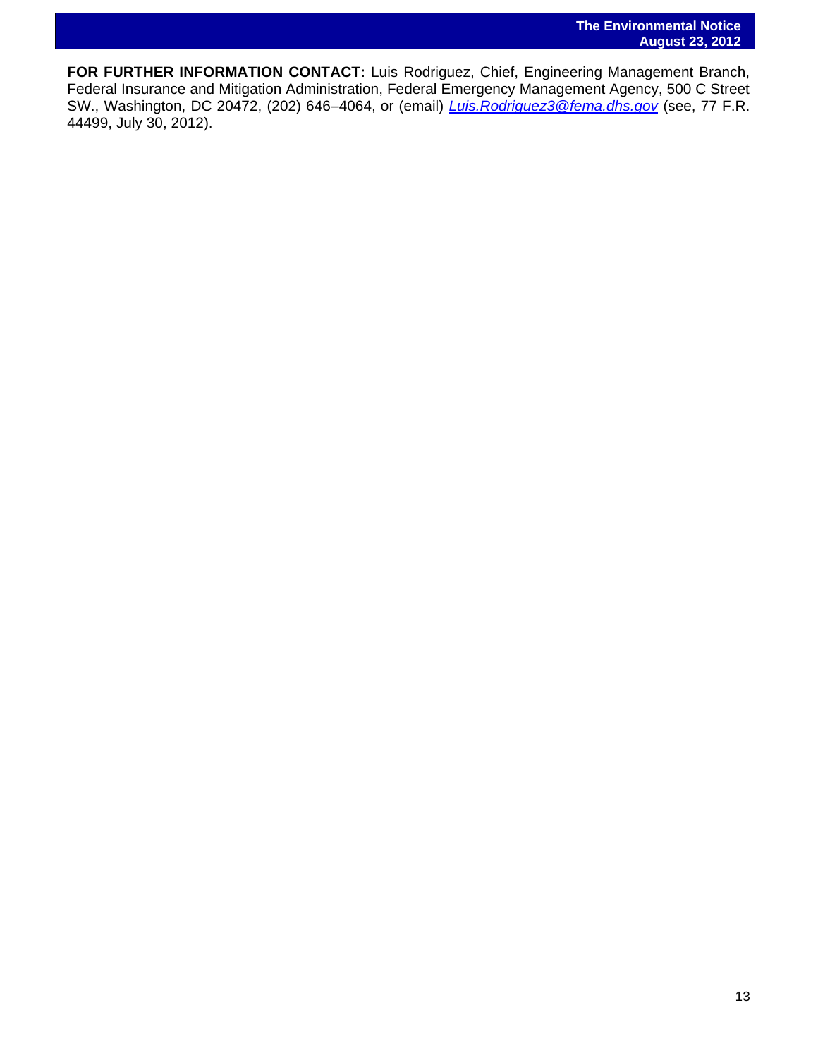**FOR FURTHER INFORMATION CONTACT:** Luis Rodriguez, Chief, Engineering Management Branch, Federal Insurance and Mitigation Administration, Federal Emergency Management Agency, 500 C Street SW., Washington, DC 20472, (202) 646–4064, or (email) *Luis.Rodriguez3@fema.dhs.gov* (see, 77 F.R. 44499, July 30, 2012).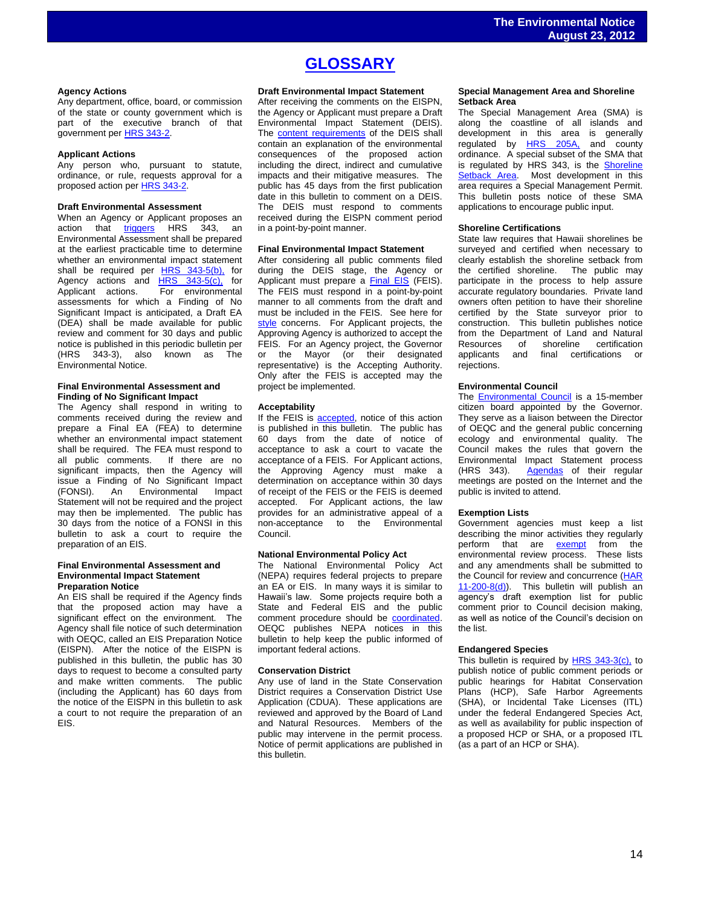# GLOSSARY

### Agency Actions

Any department, office, board, or commission of the state or county government which is part of the executive branch of that government per HRS 343-2.

### Applicant Actions

Any person who, pursuant to statute, ordinance, or rule, requests approval for a proposed action per HRS 343-2.

### Draft Environmental Assessment

When an Agency or Applicant proposes an action that triggers HRS 343, an Environmental Assessment shall be prepared at the earliest practicable time to determine whether an environmental impact statement shall be required per HRS 343-5(b), for Agency actions and HRS 343-5(c), for Applicant actions. For environmental assessments for which a Finding of No Significant Impact is anticipated, a Draft EA (DEA) shall be made available for public review and comment for 30 days and public notice is published in this periodic bulletin per (HRS 343-3), also known as The Environmental Notice.

### Final Environmental Assessment and Finding of No Significant Impact

The Agency shall respond in writing to comments received during the review and prepare a Final EA (FEA) to determine whether an environmental impact statement shall be required. The FEA must respond to all public comments. If there are no significant impacts, then the Agency will issue a Finding of No Significant Impact (FONSI). An Environmental Impact Statement will not be required and the project may then be implemented. The public has 30 days from the notice of a FONSI in this bulletin to ask a court to require the preparation of an EIS.

### Final Environmental Assessment and Environmental Impact Statement Preparation Notice

An EIS shall be required if the Agency finds that the proposed action may have a significant effect on the environment. The Agency shall file notice of such determination with OEQC, called an EIS Preparation Notice (EISPN). After the notice of the EISPN is published in this bulletin, the public has 30 days to request to become a consulted party and make written comments. The public (including the Applicant) has 60 days from the notice of the EISPN in this bulletin to ask a court to not require the preparation of an EIS.

### Draft Environmental Impact Statement

After receiving the comments on the EISPN, the Agency or Applicant must prepare a Draft Environmental Impact Statement (DEIS). The content requirements of the DEIS shall contain an explanation of the environmental consequences of the proposed action including the direct, indirect and cumulative impacts and their mitigative measures. The public has 45 days from the first publication date in this bulletin to comment on a DEIS. The DEIS must respond to comments received during the EISPN comment period in a point-by-point manner.

### Final Environmental Impact Statement

After considering all public comments filed during the DEIS stage, the Agency or Applicant must prepare a Final EIS (FEIS). The FEIS must respond in a point-by-point manner to all comments from the draft and must be included in the FEIS. See here for style concerns. For Applicant projects, the Approving Agency is authorized to accept the FEIS. For an Agency project, the Governor or the Mayor (or their designated representative) is the Accepting Authority. Only after the FEIS is accepted may the project be implemented.

### Acceptability

If the FEIS is accepted, notice of this action is published in this bulletin. The public has 60 days from the date of notice of acceptance to ask a court to vacate the acceptance of a FEIS. For Applicant actions, the Approving Agency must make a determination on acceptance within 30 days of receipt of the FEIS or the FEIS is deemed accepted. For Applicant actions, the law provides for an administrative appeal of a non-acceptance to the Environmental Council.

### National Environmental Policy Act

The National Environmental Policy Act (NEPA) requires federal projects to prepare an EA or EIS. In many ways it is similar to Hawaii's law. Some projects require both a State and Federal EIS and the public comment procedure should be coordinated. OEQC publishes NEPA notices in this bulletin to help keep the public informed of important federal actions.

### Conservation District

Any use of land in the State Conservation District requires a Conservation District Use Application (CDUA). These applications are reviewed and approved by the Board of Land and Natural Resources. Members of the public may intervene in the permit process. Notice of permit applications are published in this bulletin.

### Special Management Area and Shoreline Setback Area

The Special Management Area (SMA) is along the coastline of all islands and development in this area is generally regulated by HRS 205A, and county ordinance. A special subset of the SMA that is regulated by HRS 343, is the Shoreline Setback Area. Most development in this area requires a Special Management Permit. This bulletin posts notice of these SMA applications to encourage public input.

### Shoreline Certifications

State law requires that Hawaii shorelines be surveyed and certified when necessary to clearly establish the shoreline setback from the certified shoreline. The public may participate in the process to help assure accurate regulatory boundaries. Private land owners often petition to have their shoreline certified by the State surveyor prior to construction. This bulletin publishes notice from the Department of Land and Natural Resources of shoreline certification applicants and final certifications or rejections.

### Environmental Council

The Environmental Council is a 15-member citizen board appointed by the Governor. They serve as a liaison between the Director of OEQC and the general public concerning ecology and environmental quality. The Council makes the rules that govern the Environmental Impact Statement process (HRS 343). Agendas of their regular meetings are posted on the Internet and the public is invited to attend.

### Exemption Lists

Government agencies must keep a list describing the minor activities they regularly perform that are exempt from the environmental review process. These lists and any amendments shall be submitted to the Council for review and concurrence (HAR 11-200-8(d)). This bulletin will publish an agency's draft exemption list for public comment prior to Council decision making, as well as notice of the Council's decision on the list.

### Endangered Species

This bulletin is required by HRS 343-3(c), to publish notice of public comment periods or public hearings for Habitat Conservation Plans (HCP), Safe Harbor Agreements (SHA), or Incidental Take Licenses (ITL) under the federal Endangered Species Act, as well as availability for public inspection of a proposed HCP or SHA, or a proposed ITL (as a part of an HCP or SHA).